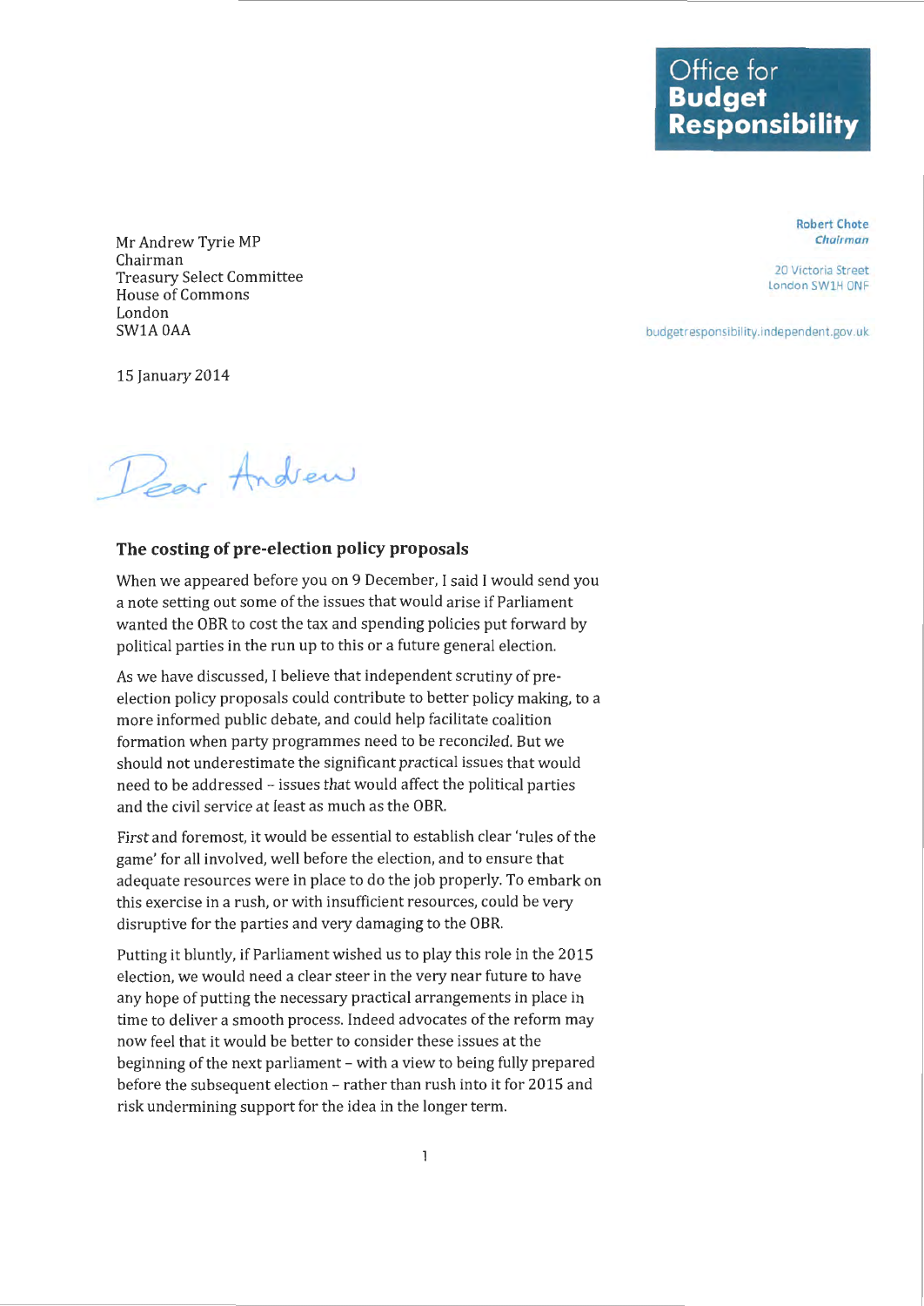**Office for Budget Responsibility**

**Robert Chote**
*Chairman*

20 Victoria Street
London SW1H 0NF

budgetresponsibility.independent.gov.uk

Mr Andrew Tyrie MP
Chairman
Treasury Select Committee
House of Commons
London
SW1A 0AA

15 January 2014

Dear Andrew

## The costing of pre-election policy proposals

When we appeared before you on 9 December, I said I would send you a note setting out some of the issues that would arise if Parliament wanted the OBR to cost the tax and spending policies put forward by political parties in the run up to this or a future general election.

As we have discussed, I believe that independent scrutiny of pre-election policy proposals could contribute to better policy making, to a more informed public debate, and could help facilitate coalition formation when party programmes need to be reconciled. But we should not underestimate the significant practical issues that would need to be addressed – issues that would affect the political parties and the civil service at least as much as the OBR.

First and foremost, it would be essential to establish clear 'rules of the game' for all involved, well before the election, and to ensure that adequate resources were in place to do the job properly. To embark on this exercise in a rush, or with insufficient resources, could be very disruptive for the parties and very damaging to the OBR.

Putting it bluntly, if Parliament wished us to play this role in the 2015 election, we would need a clear steer in the very near future to have any hope of putting the necessary practical arrangements in place in time to deliver a smooth process. Indeed advocates of the reform may now feel that it would be better to consider these issues at the beginning of the next parliament – with a view to being fully prepared before the subsequent election – rather than rush into it for 2015 and risk undermining support for the idea in the longer term.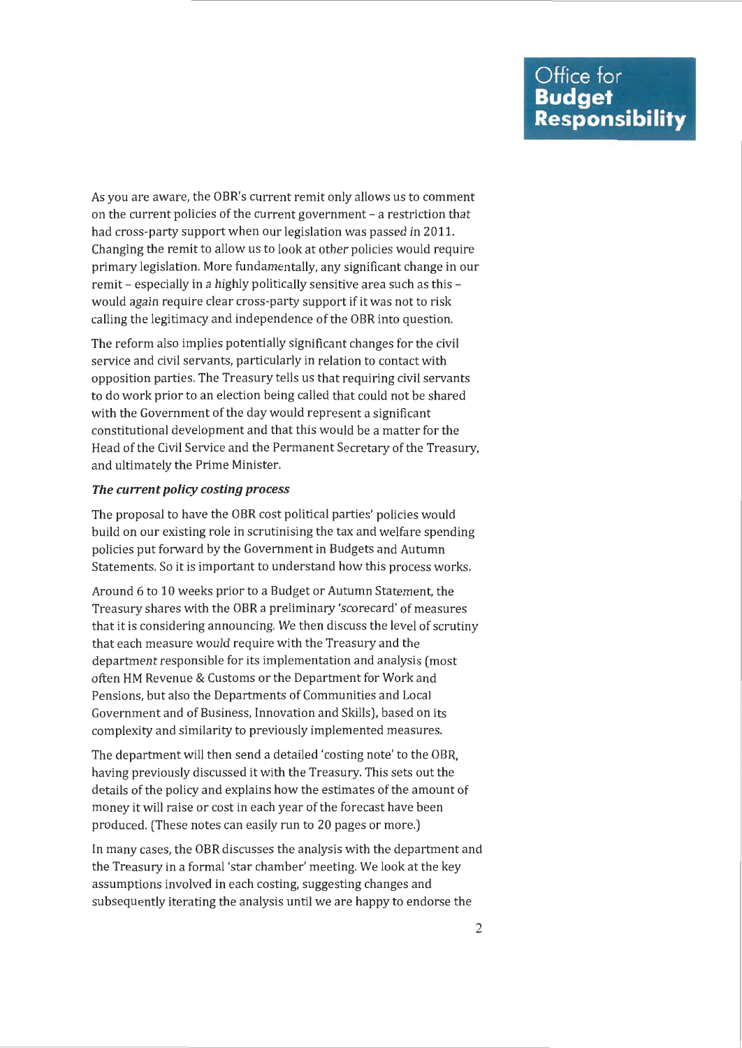As you are aware, the OBR's current remit only allows us to comment on the current policies of the current government – a restriction that had cross-party support when our legislation was passed in 2011. Changing the remit to allow us to look at other policies would require primary legislation. More fundamentally, any significant change in our remit – especially in a highly politically sensitive area such as this – would again require clear cross-party support if it was not to risk calling the legitimacy and independence of the OBR into question.

The reform also implies potentially significant changes for the civil service and civil servants, particularly in relation to contact with opposition parties. The Treasury tells us that requiring civil servants to do work prior to an election being called that could not be shared with the Government of the day would represent a significant constitutional development and that this would be a matter for the Head of the Civil Service and the Permanent Secretary of the Treasury, and ultimately the Prime Minister.

***The current policy costing process***

The proposal to have the OBR cost political parties' policies would build on our existing role in scrutinising the tax and welfare spending policies put forward by the Government in Budgets and Autumn Statements. So it is important to understand how this process works.

Around 6 to 10 weeks prior to a Budget or Autumn Statement, the Treasury shares with the OBR a preliminary 'scorecard' of measures that it is considering announcing. We then discuss the level of scrutiny that each measure would require with the Treasury and the department responsible for its implementation and analysis (most often HM Revenue & Customs or the Department for Work and Pensions, but also the Departments of Communities and Local Government and of Business, Innovation and Skills), based on its complexity and similarity to previously implemented measures.

The department will then send a detailed 'costing note' to the OBR, having previously discussed it with the Treasury. This sets out the details of the policy and explains how the estimates of the amount of money it will raise or cost in each year of the forecast have been produced. (These notes can easily run to 20 pages or more.)

In many cases, the OBR discusses the analysis with the department and the Treasury in a formal 'star chamber' meeting. We look at the key assumptions involved in each costing, suggesting changes and subsequently iterating the analysis until we are happy to endorse the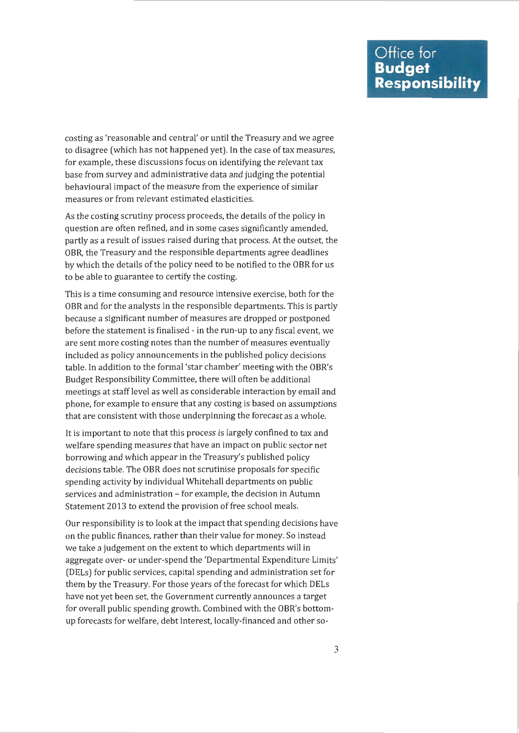costing as 'reasonable and central' or until the Treasury and we agree to disagree (which has not happened yet). In the case of tax measures, for example, these discussions focus on identifying the relevant tax base from survey and administrative data and judging the potential behavioural impact of the measure from the experience of similar measures or from relevant estimated elasticities.

As the costing scrutiny process proceeds, the details of the policy in question are often refined, and in some cases significantly amended, partly as a result of issues raised during that process. At the outset, the OBR, the Treasury and the responsible departments agree deadlines by which the details of the policy need to be notified to the OBR for us to be able to guarantee to certify the costing.

This is a time consuming and resource intensive exercise, both for the OBR and for the analysts in the responsible departments. This is partly because a significant number of measures are dropped or postponed before the statement is finalised - in the run-up to any fiscal event, we are sent more costing notes than the number of measures eventually included as policy announcements in the published policy decisions table. In addition to the formal 'star chamber' meeting with the OBR's Budget Responsibility Committee, there will often be additional meetings at staff level as well as considerable interaction by email and phone, for example to ensure that any costing is based on assumptions that are consistent with those underpinning the forecast as a whole.

It is important to note that this process is largely confined to tax and welfare spending measures that have an impact on public sector net borrowing and which appear in the Treasury's published policy decisions table. The OBR does not scrutinise proposals for specific spending activity by individual Whitehall departments on public services and administration – for example, the decision in Autumn Statement 2013 to extend the provision of free school meals.

Our responsibility is to look at the impact that spending decisions have on the public finances, rather than their value for money. So instead we take a judgement on the extent to which departments will in aggregate over- or under-spend the 'Departmental Expenditure Limits' (DELs) for public services, capital spending and administration set for them by the Treasury. For those years of the forecast for which DELs have not yet been set, the Government currently announces a target for overall public spending growth. Combined with the OBR's bottom-up forecasts for welfare, debt interest, locally-financed and other so-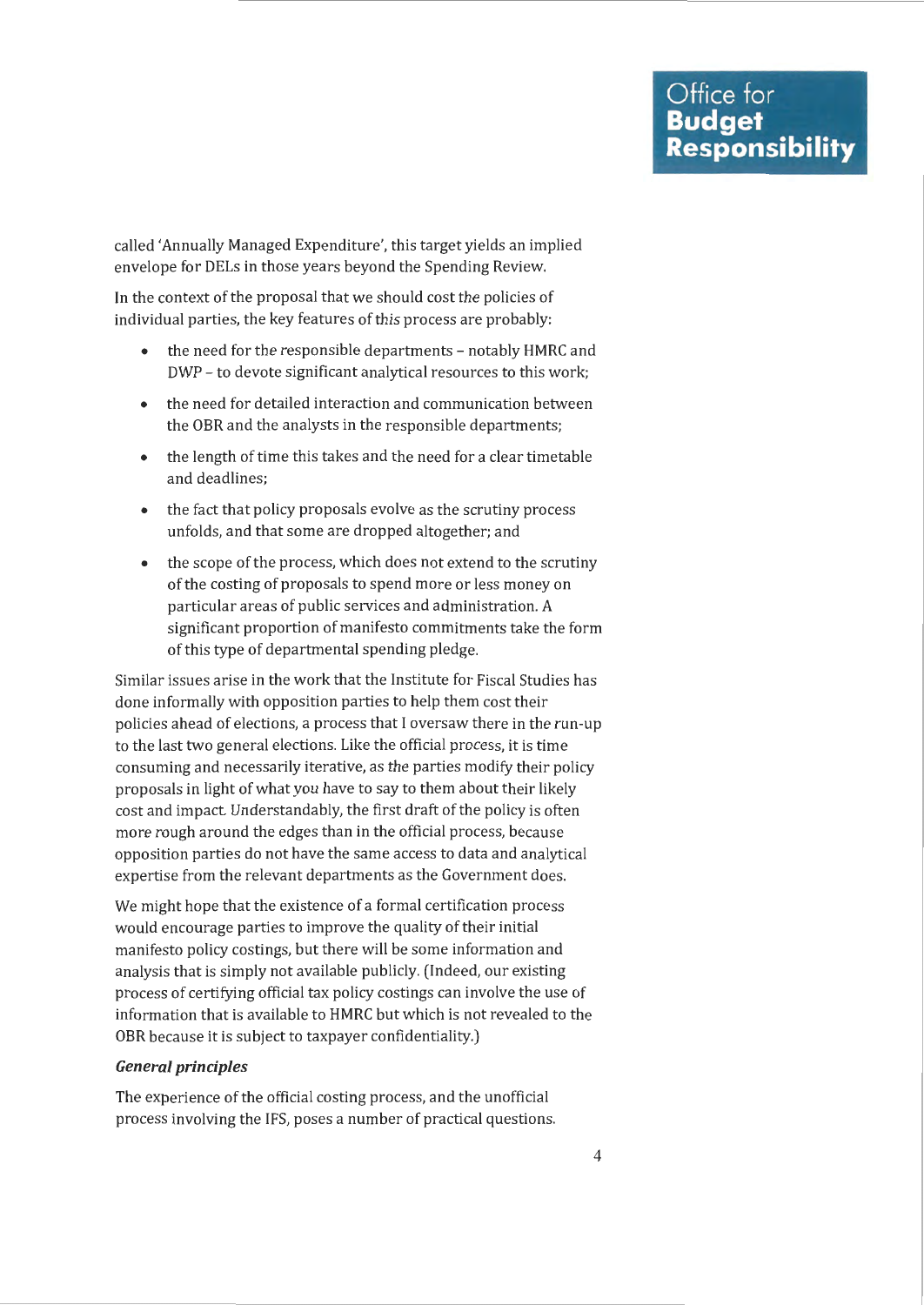called 'Annually Managed Expenditure', this target yields an implied envelope for DELs in those years beyond the Spending Review.

In the context of the proposal that we should cost the policies of individual parties, the key features of this process are probably:

- the need for the responsible departments – notably HMRC and DWP – to devote significant analytical resources to this work;
- the need for detailed interaction and communication between the OBR and the analysts in the responsible departments;
- the length of time this takes and the need for a clear timetable and deadlines;
- the fact that policy proposals evolve as the scrutiny process unfolds, and that some are dropped altogether; and
- the scope of the process, which does not extend to the scrutiny of the costing of proposals to spend more or less money on particular areas of public services and administration. A significant proportion of manifesto commitments take the form of this type of departmental spending pledge.

Similar issues arise in the work that the Institute for Fiscal Studies has done informally with opposition parties to help them cost their policies ahead of elections, a process that I oversaw there in the run-up to the last two general elections. Like the official process, it is time consuming and necessarily iterative, as the parties modify their policy proposals in light of what you have to say to them about their likely cost and impact. Understandably, the first draft of the policy is often more rough around the edges than in the official process, because opposition parties do not have the same access to data and analytical expertise from the relevant departments as the Government does.

We might hope that the existence of a formal certification process would encourage parties to improve the quality of their initial manifesto policy costings, but there will be some information and analysis that is simply not available publicly. (Indeed, our existing process of certifying official tax policy costings can involve the use of information that is available to HMRC but which is not revealed to the OBR because it is subject to taxpayer confidentiality.)

***General principles***

The experience of the official costing process, and the unofficial process involving the IFS, poses a number of practical questions.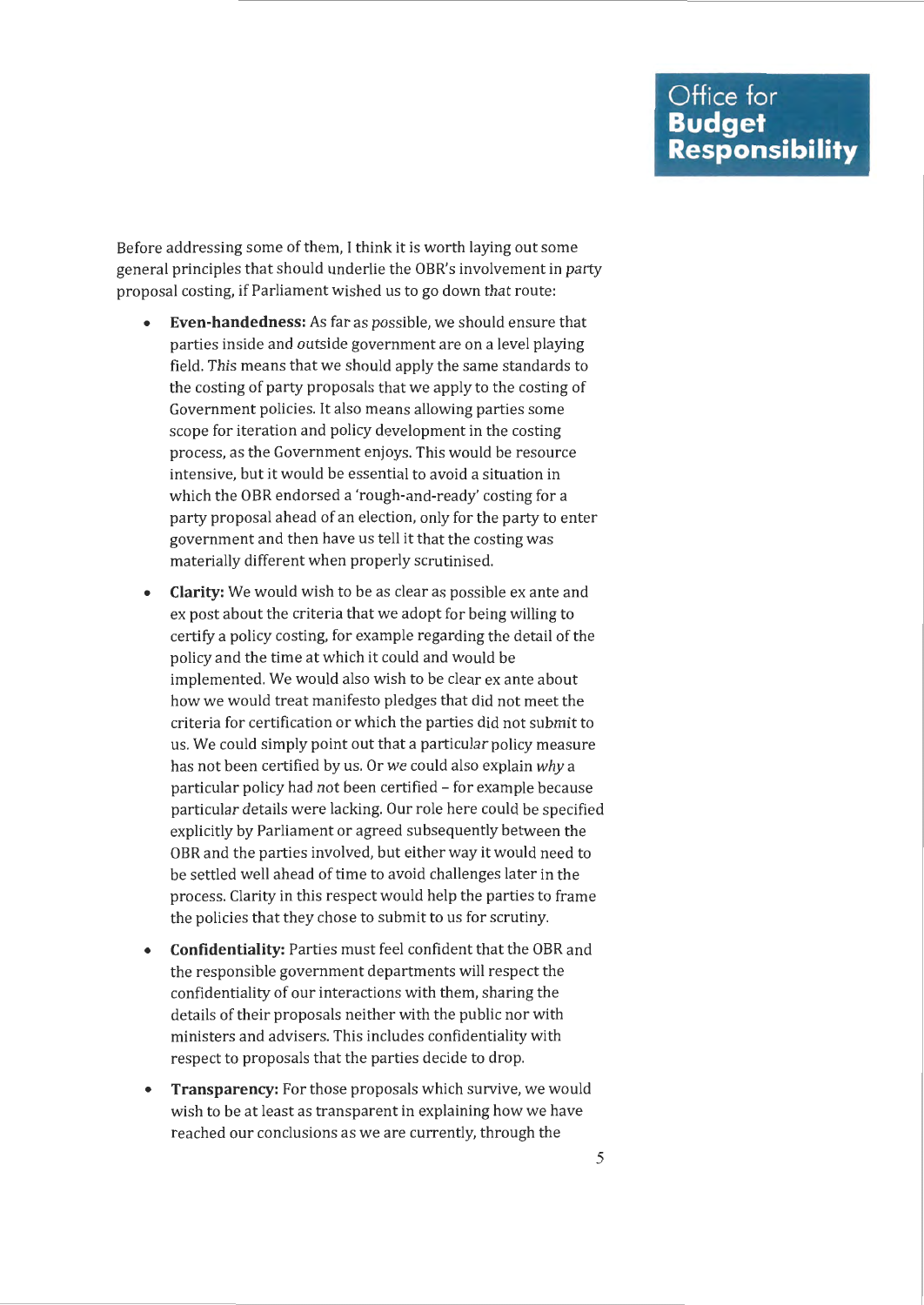Before addressing some of them, I think it is worth laying out some general principles that should underlie the OBR's involvement in party proposal costing, if Parliament wished us to go down that route:

- **Even-handedness:** As far as possible, we should ensure that parties inside and outside government are on a level playing field. This means that we should apply the same standards to the costing of party proposals that we apply to the costing of Government policies. It also means allowing parties some scope for iteration and policy development in the costing process, as the Government enjoys. This would be resource intensive, but it would be essential to avoid a situation in which the OBR endorsed a 'rough-and-ready' costing for a party proposal ahead of an election, only for the party to enter government and then have us tell it that the costing was materially different when properly scrutinised.

- **Clarity:** We would wish to be as clear as possible ex ante and ex post about the criteria that we adopt for being willing to certify a policy costing, for example regarding the detail of the policy and the time at which it could and would be implemented. We would also wish to be clear ex ante about how we would treat manifesto pledges that did not meet the criteria for certification or which the parties did not submit to us. We could simply point out that a particular policy measure has not been certified by us. Or we could also explain *why* a particular policy had not been certified – for example because particular details were lacking. Our role here could be specified explicitly by Parliament or agreed subsequently between the OBR and the parties involved, but either way it would need to be settled well ahead of time to avoid challenges later in the process. Clarity in this respect would help the parties to frame the policies that they chose to submit to us for scrutiny.

- **Confidentiality:** Parties must feel confident that the OBR and the responsible government departments will respect the confidentiality of our interactions with them, sharing the details of their proposals neither with the public nor with ministers and advisers. This includes confidentiality with respect to proposals that the parties decide to drop.

- **Transparency:** For those proposals which survive, we would wish to be at least as transparent in explaining how we have reached our conclusions as we are currently, through the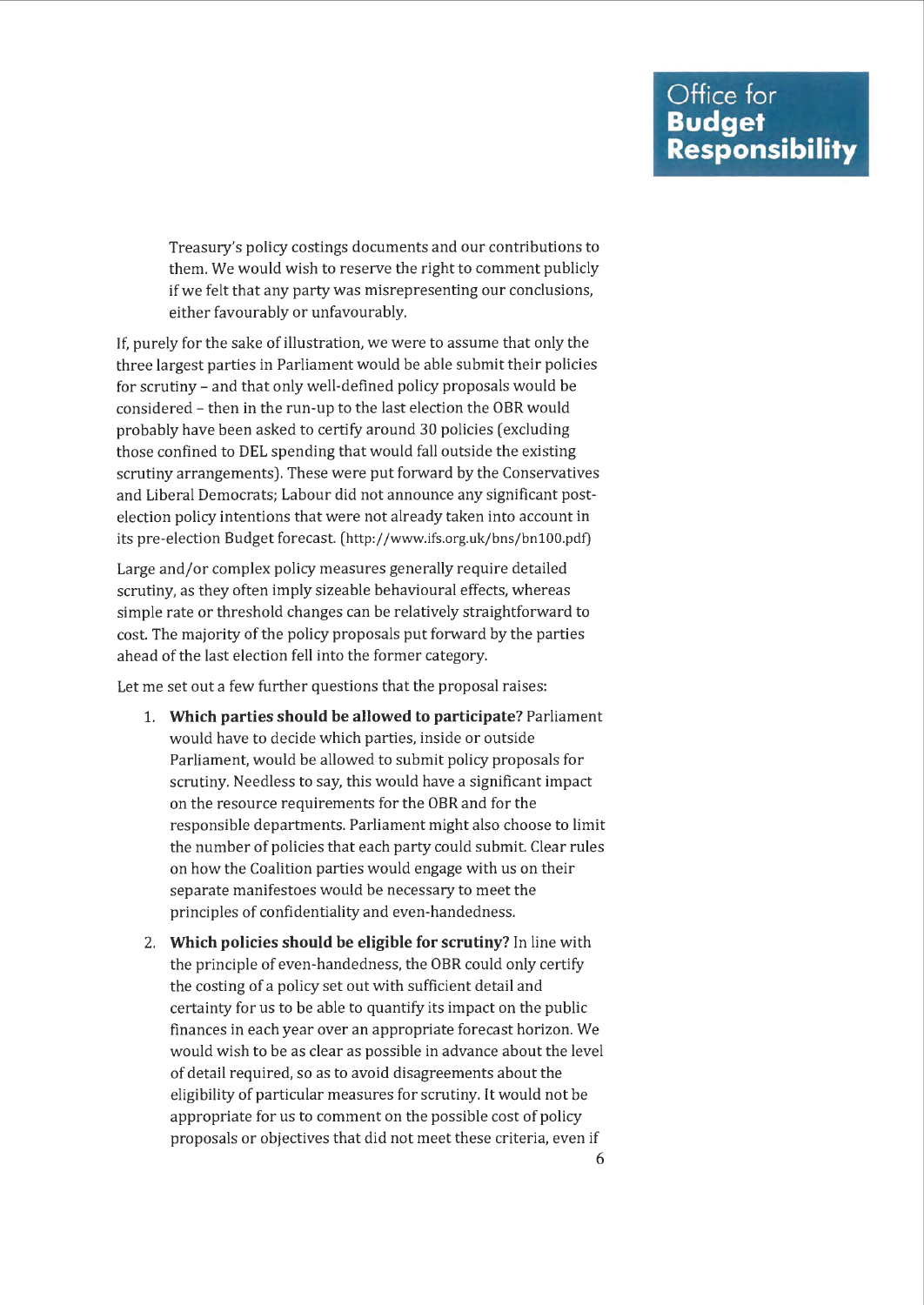Treasury's policy costings documents and our contributions to them. We would wish to reserve the right to comment publicly if we felt that any party was misrepresenting our conclusions, either favourably or unfavourably.

If, purely for the sake of illustration, we were to assume that only the three largest parties in Parliament would be able submit their policies for scrutiny – and that only well-defined policy proposals would be considered – then in the run-up to the last election the OBR would probably have been asked to certify around 30 policies (excluding those confined to DEL spending that would fall outside the existing scrutiny arrangements). These were put forward by the Conservatives and Liberal Democrats; Labour did not announce any significant post-election policy intentions that were not already taken into account in its pre-election Budget forecast. (http://www.ifs.org.uk/bns/bn100.pdf)

Large and/or complex policy measures generally require detailed scrutiny, as they often imply sizeable behavioural effects, whereas simple rate or threshold changes can be relatively straightforward to cost. The majority of the policy proposals put forward by the parties ahead of the last election fell into the former category.

Let me set out a few further questions that the proposal raises:

1. **Which parties should be allowed to participate?** Parliament would have to decide which parties, inside or outside Parliament, would be allowed to submit policy proposals for scrutiny. Needless to say, this would have a significant impact on the resource requirements for the OBR and for the responsible departments. Parliament might also choose to limit the number of policies that each party could submit. Clear rules on how the Coalition parties would engage with us on their separate manifestoes would be necessary to meet the principles of confidentiality and even-handedness.

2. **Which policies should be eligible for scrutiny?** In line with the principle of even-handedness, the OBR could only certify the costing of a policy set out with sufficient detail and certainty for us to be able to quantify its impact on the public finances in each year over an appropriate forecast horizon. We would wish to be as clear as possible in advance about the level of detail required, so as to avoid disagreements about the eligibility of particular measures for scrutiny. It would not be appropriate for us to comment on the possible cost of policy proposals or objectives that did not meet these criteria, even if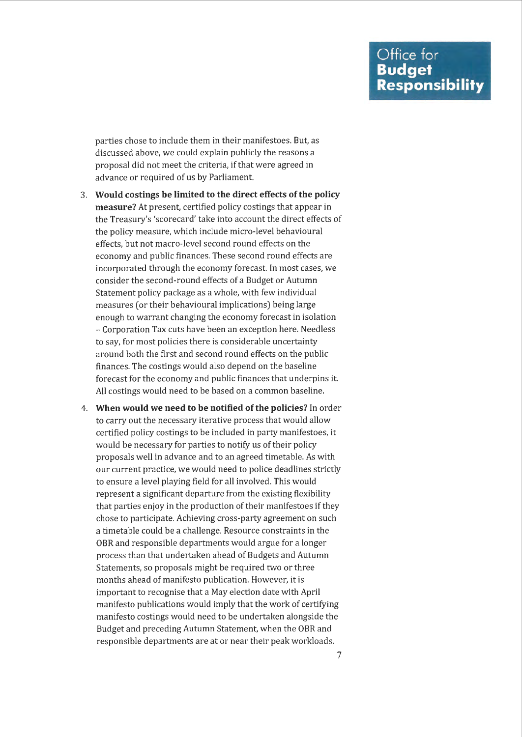parties chose to include them in their manifestoes. But, as discussed above, we could explain publicly the reasons a proposal did not meet the criteria, if that were agreed in advance or required of us by Parliament.

3. **Would costings be limited to the direct effects of the policy measure?** At present, certified policy costings that appear in the Treasury's 'scorecard' take into account the direct effects of the policy measure, which include micro-level behavioural effects, but not macro-level second round effects on the economy and public finances. These second round effects are incorporated through the economy forecast. In most cases, we consider the second-round effects of a Budget or Autumn Statement policy package as a whole, with few individual measures (or their behavioural implications) being large enough to warrant changing the economy forecast in isolation – Corporation Tax cuts have been an exception here. Needless to say, for most policies there is considerable uncertainty around both the first and second round effects on the public finances. The costings would also depend on the baseline forecast for the economy and public finances that underpins it. All costings would need to be based on a common baseline.

4. **When would we need to be notified of the policies?** In order to carry out the necessary iterative process that would allow certified policy costings to be included in party manifestoes, it would be necessary for parties to notify us of their policy proposals well in advance and to an agreed timetable. As with our current practice, we would need to police deadlines strictly to ensure a level playing field for all involved. This would represent a significant departure from the existing flexibility that parties enjoy in the production of their manifestoes if they chose to participate. Achieving cross-party agreement on such a timetable could be a challenge. Resource constraints in the OBR and responsible departments would argue for a longer process than that undertaken ahead of Budgets and Autumn Statements, so proposals might be required two or three months ahead of manifesto publication. However, it is important to recognise that a May election date with April manifesto publications would imply that the work of certifying manifesto costings would need to be undertaken alongside the Budget and preceding Autumn Statement, when the OBR and responsible departments are at or near their peak workloads.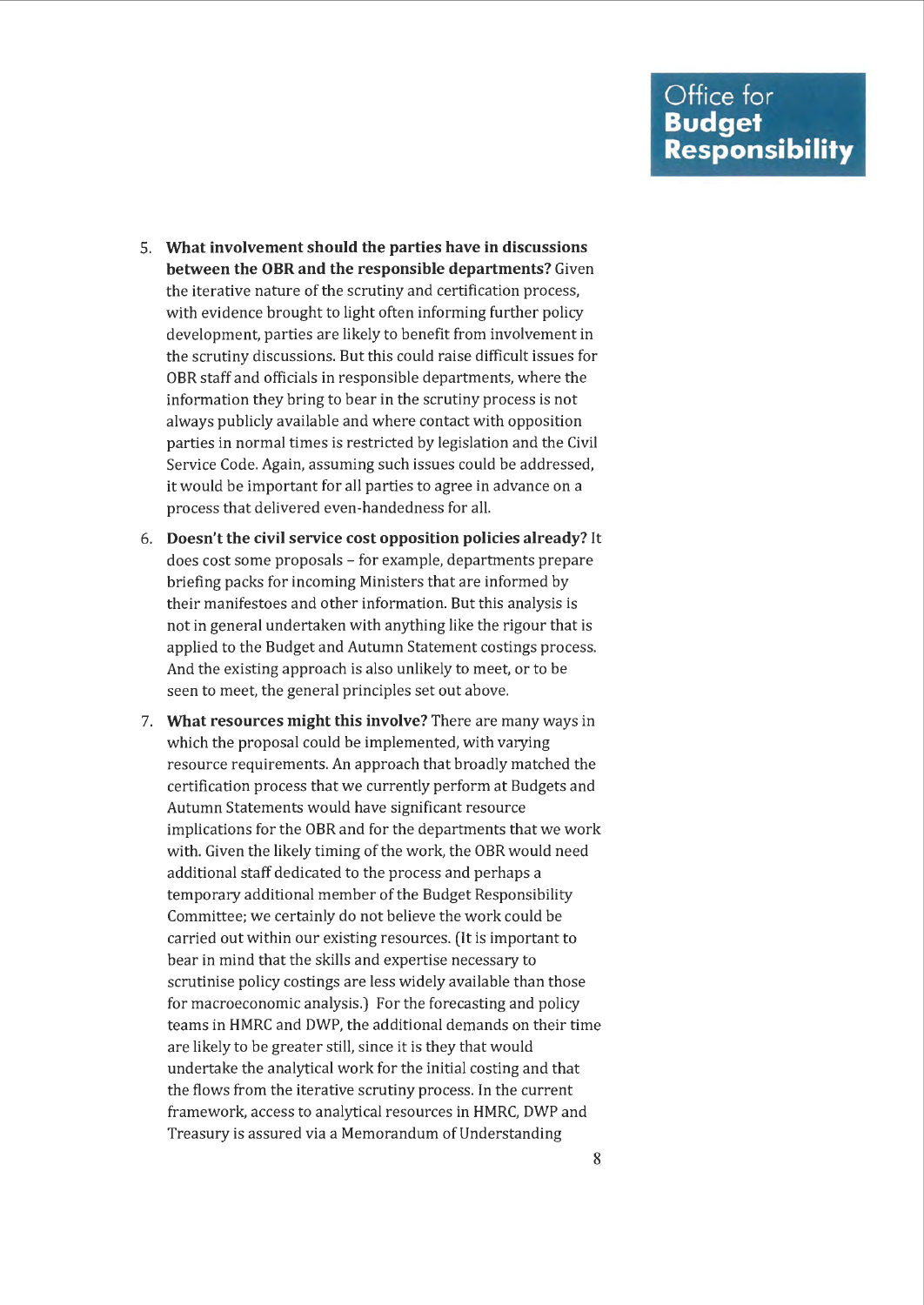5. **What involvement should the parties have in discussions between the OBR and the responsible departments?** Given the iterative nature of the scrutiny and certification process, with evidence brought to light often informing further policy development, parties are likely to benefit from involvement in the scrutiny discussions. But this could raise difficult issues for OBR staff and officials in responsible departments, where the information they bring to bear in the scrutiny process is not always publicly available and where contact with opposition parties in normal times is restricted by legislation and the Civil Service Code. Again, assuming such issues could be addressed, it would be important for all parties to agree in advance on a process that delivered even-handedness for all.

6. **Doesn't the civil service cost opposition policies already?** It does cost some proposals – for example, departments prepare briefing packs for incoming Ministers that are informed by their manifestoes and other information. But this analysis is not in general undertaken with anything like the rigour that is applied to the Budget and Autumn Statement costings process. And the existing approach is also unlikely to meet, or to be seen to meet, the general principles set out above.

7. **What resources might this involve?** There are many ways in which the proposal could be implemented, with varying resource requirements. An approach that broadly matched the certification process that we currently perform at Budgets and Autumn Statements would have significant resource implications for the OBR and for the departments that we work with. Given the likely timing of the work, the OBR would need additional staff dedicated to the process and perhaps a temporary additional member of the Budget Responsibility Committee; we certainly do not believe the work could be carried out within our existing resources. (It is important to bear in mind that the skills and expertise necessary to scrutinise policy costings are less widely available than those for macroeconomic analysis.) For the forecasting and policy teams in HMRC and DWP, the additional demands on their time are likely to be greater still, since it is they that would undertake the analytical work for the initial costing and that the flows from the iterative scrutiny process. In the current framework, access to analytical resources in HMRC, DWP and Treasury is assured via a Memorandum of Understanding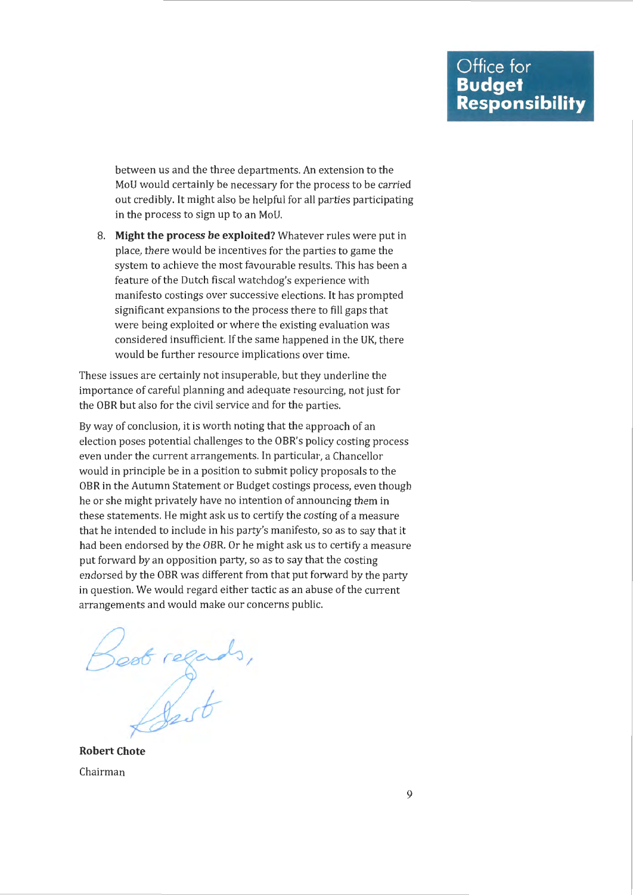between us and the three departments. An extension to the MoU would certainly be necessary for the process to be carried out credibly. It might also be helpful for all parties participating in the process to sign up to an MoU.

8. **Might the process be exploited?** Whatever rules were put in place, there would be incentives for the parties to game the system to achieve the most favourable results. This has been a feature of the Dutch fiscal watchdog's experience with manifesto costings over successive elections. It has prompted significant expansions to the process there to fill gaps that were being exploited or where the existing evaluation was considered insufficient. If the same happened in the UK, there would be further resource implications over time.

These issues are certainly not insuperable, but they underline the importance of careful planning and adequate resourcing, not just for the OBR but also for the civil service and for the parties.

By way of conclusion, it is worth noting that the approach of an election poses potential challenges to the OBR's policy costing process even under the current arrangements. In particular, a Chancellor would in principle be in a position to submit policy proposals to the OBR in the Autumn Statement or Budget costings process, even though he or she might privately have no intention of announcing them in these statements. He might ask us to certify the costing of a measure that he intended to include in his party's manifesto, so as to say that it had been endorsed by the OBR. Or he might ask us to certify a measure put forward by an opposition party, so as to say that the costing endorsed by the OBR was different from that put forward by the party in question. We would regard either tactic as an abuse of the current arrangements and would make our concerns public.

Best regards,

**Robert Chote**

Chairman